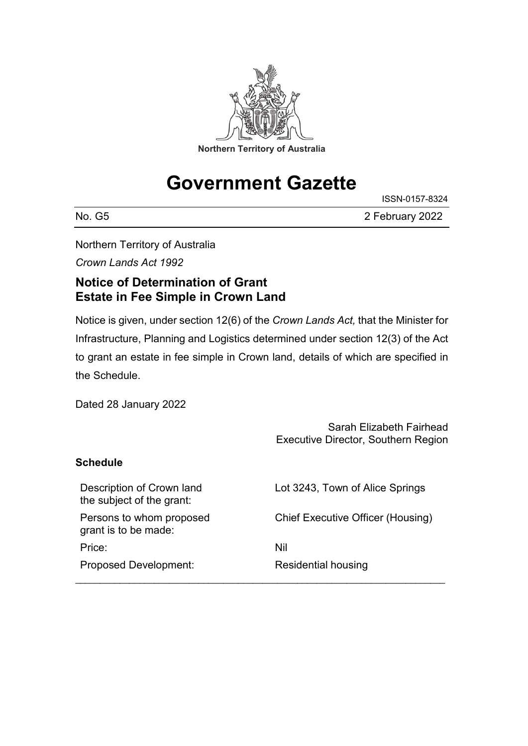Northern Territory of Australia

# Government Gazette

ISSN-0157-8324

No. G5 2 February 2022

Northern Territory of Australia

*Crown Lands Act 1992*

## Notice of Determination of Grant Estate in Fee Simple in Crown Land

Notice is given, under section 12(6) of the *Crown Lands Act,* that the Minister for Infrastructure, Planning and Logistics determined under section 12(3) of the Act to grant an estate in fee simple in Crown land, details of which are specified in the Schedule.

Dated 28 January 2022

Sarah Elizabeth Fairhead
Executive Director, Southern Region

**Schedule**

| | |
|---|---|
| Description of Crown land the subject of the grant: | Lot 3243, Town of Alice Springs |
| Persons to whom proposed grant is to be made: | Chief Executive Officer (Housing) |
| Price: | Nil |
| Proposed Development: | Residential housing |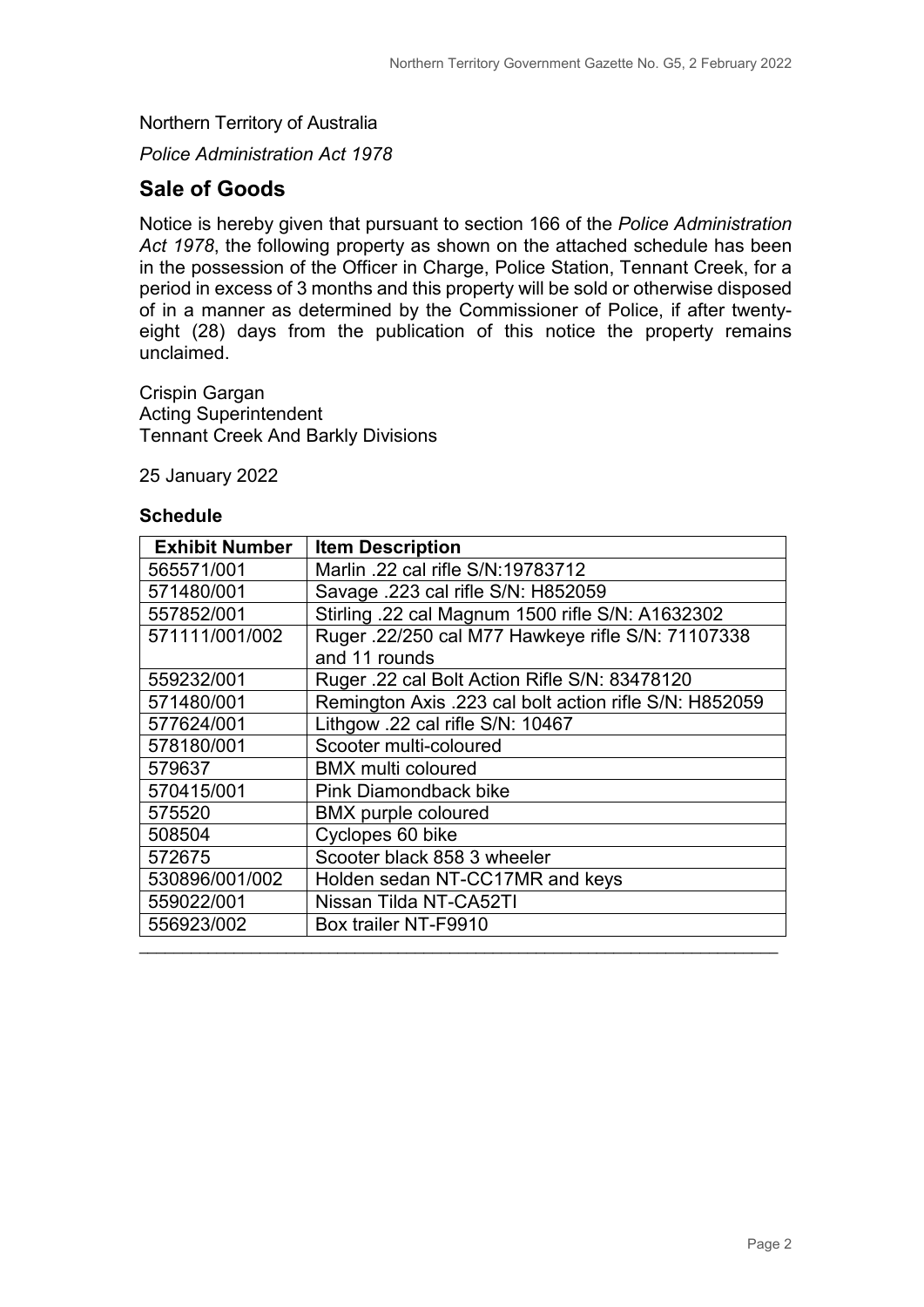Northern Territory of Australia

*Police Administration Act 1978*

## Sale of Goods

Notice is hereby given that pursuant to section 166 of the *Police Administration Act 1978*, the following property as shown on the attached schedule has been in the possession of the Officer in Charge, Police Station, Tennant Creek, for a period in excess of 3 months and this property will be sold or otherwise disposed of in a manner as determined by the Commissioner of Police, if after twenty-eight (28) days from the publication of this notice the property remains unclaimed.

Crispin Gargan
Acting Superintendent
Tennant Creek And Barkly Divisions

25 January 2022

**Schedule**

| Exhibit Number | Item Description |
|---|---|
| 565571/001 | Marlin .22 cal rifle S/N:19783712 |
| 571480/001 | Savage .223 cal rifle S/N: H852059 |
| 557852/001 | Stirling .22 cal Magnum 1500 rifle S/N: A1632302 |
| 571111/001/002 | Ruger .22/250 cal M77 Hawkeye rifle S/N: 71107338 and 11 rounds |
| 559232/001 | Ruger .22 cal Bolt Action Rifle S/N: 83478120 |
| 571480/001 | Remington Axis .223 cal bolt action rifle S/N: H852059 |
| 577624/001 | Lithgow .22 cal rifle S/N: 10467 |
| 578180/001 | Scooter multi-coloured |
| 579637 | BMX multi coloured |
| 570415/001 | Pink Diamondback bike |
| 575520 | BMX purple coloured |
| 508504 | Cyclopes 60 bike |
| 572675 | Scooter black 858 3 wheeler |
| 530896/001/002 | Holden sedan NT-CC17MR and keys |
| 559022/001 | Nissan Tilda NT-CA52TI |
| 556923/002 | Box trailer NT-F9910 |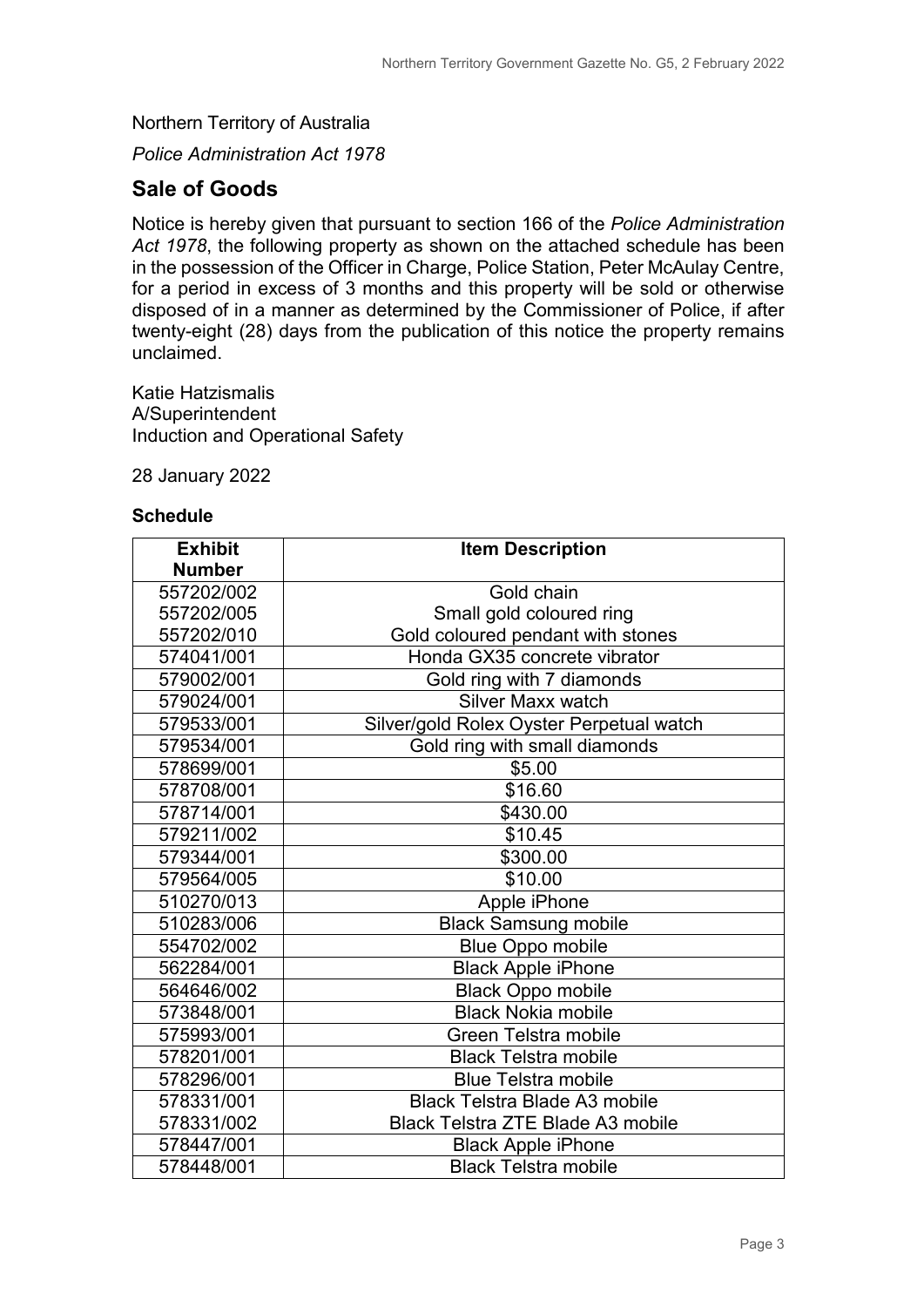Northern Territory of Australia

*Police Administration Act 1978*

## Sale of Goods

Notice is hereby given that pursuant to section 166 of the *Police Administration Act 1978*, the following property as shown on the attached schedule has been in the possession of the Officer in Charge, Police Station, Peter McAulay Centre, for a period in excess of 3 months and this property will be sold or otherwise disposed of in a manner as determined by the Commissioner of Police, if after twenty-eight (28) days from the publication of this notice the property remains unclaimed.

Katie Hatzismalis
A/Superintendent
Induction and Operational Safety

28 January 2022

**Schedule**

| Exhibit Number | Item Description |
|---|---|
| 557202/002 | Gold chain |
| 557202/005 | Small gold coloured ring |
| 557202/010 | Gold coloured pendant with stones |
| 574041/001 | Honda GX35 concrete vibrator |
| 579002/001 | Gold ring with 7 diamonds |
| 579024/001 | Silver Maxx watch |
| 579533/001 | Silver/gold Rolex Oyster Perpetual watch |
| 579534/001 | Gold ring with small diamonds |
| 578699/001 | $5.00 |
| 578708/001 | $16.60 |
| 578714/001 | $430.00 |
| 579211/002 | $10.45 |
| 579344/001 | $300.00 |
| 579564/005 | $10.00 |
| 510270/013 | Apple iPhone |
| 510283/006 | Black Samsung mobile |
| 554702/002 | Blue Oppo mobile |
| 562284/001 | Black Apple iPhone |
| 564646/002 | Black Oppo mobile |
| 573848/001 | Black Nokia mobile |
| 575993/001 | Green Telstra mobile |
| 578201/001 | Black Telstra mobile |
| 578296/001 | Blue Telstra mobile |
| 578331/001 | Black Telstra Blade A3 mobile |
| 578331/002 | Black Telstra ZTE Blade A3 mobile |
| 578447/001 | Black Apple iPhone |
| 578448/001 | Black Telstra mobile |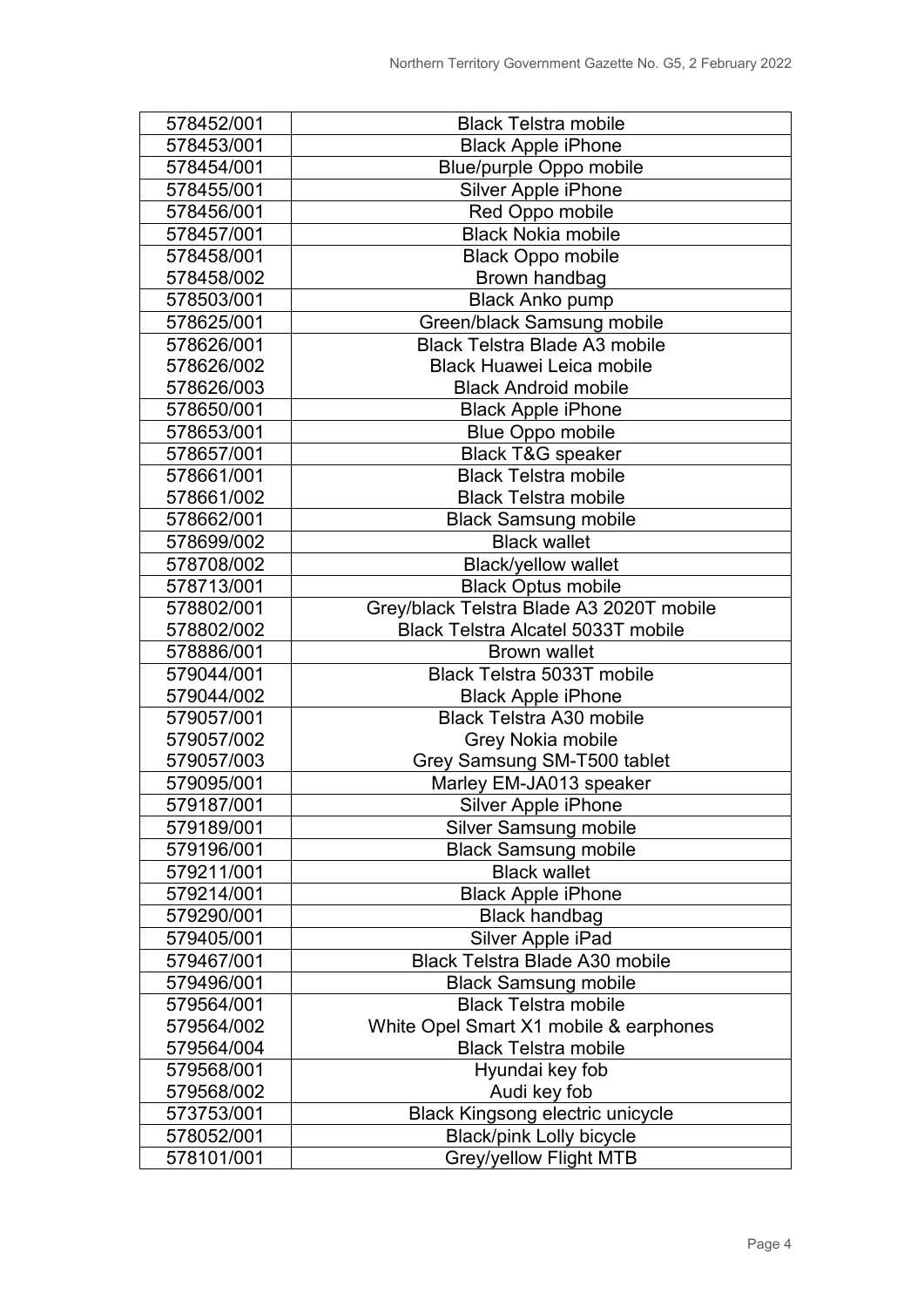| 578452/001 | Black Telstra mobile |
|---|---|
| 578453/001 | Black Apple iPhone |
| 578454/001 | Blue/purple Oppo mobile |
| 578455/001 | Silver Apple iPhone |
| 578456/001 | Red Oppo mobile |
| 578457/001 | Black Nokia mobile |
| 578458/001 | Black Oppo mobile |
| 578458/002 | Brown handbag |
| 578503/001 | Black Anko pump |
| 578625/001 | Green/black Samsung mobile |
| 578626/001 | Black Telstra Blade A3 mobile |
| 578626/002 | Black Huawei Leica mobile |
| 578626/003 | Black Android mobile |
| 578650/001 | Black Apple iPhone |
| 578653/001 | Blue Oppo mobile |
| 578657/001 | Black T&G speaker |
| 578661/001 | Black Telstra mobile |
| 578661/002 | Black Telstra mobile |
| 578662/001 | Black Samsung mobile |
| 578699/002 | Black wallet |
| 578708/002 | Black/yellow wallet |
| 578713/001 | Black Optus mobile |
| 578802/001 | Grey/black Telstra Blade A3 2020T mobile |
| 578802/002 | Black Telstra Alcatel 5033T mobile |
| 578886/001 | Brown wallet |
| 579044/001 | Black Telstra 5033T mobile |
| 579044/002 | Black Apple iPhone |
| 579057/001 | Black Telstra A30 mobile |
| 579057/002 | Grey Nokia mobile |
| 579057/003 | Grey Samsung SM-T500 tablet |
| 579095/001 | Marley EM-JA013 speaker |
| 579187/001 | Silver Apple iPhone |
| 579189/001 | Silver Samsung mobile |
| 579196/001 | Black Samsung mobile |
| 579211/001 | Black wallet |
| 579214/001 | Black Apple iPhone |
| 579290/001 | Black handbag |
| 579405/001 | Silver Apple iPad |
| 579467/001 | Black Telstra Blade A30 mobile |
| 579496/001 | Black Samsung mobile |
| 579564/001 | Black Telstra mobile |
| 579564/002 | White Opel Smart X1 mobile & earphones |
| 579564/004 | Black Telstra mobile |
| 579568/001 | Hyundai key fob |
| 579568/002 | Audi key fob |
| 573753/001 | Black Kingsong electric unicycle |
| 578052/001 | Black/pink Lolly bicycle |
| 578101/001 | Grey/yellow Flight MTB |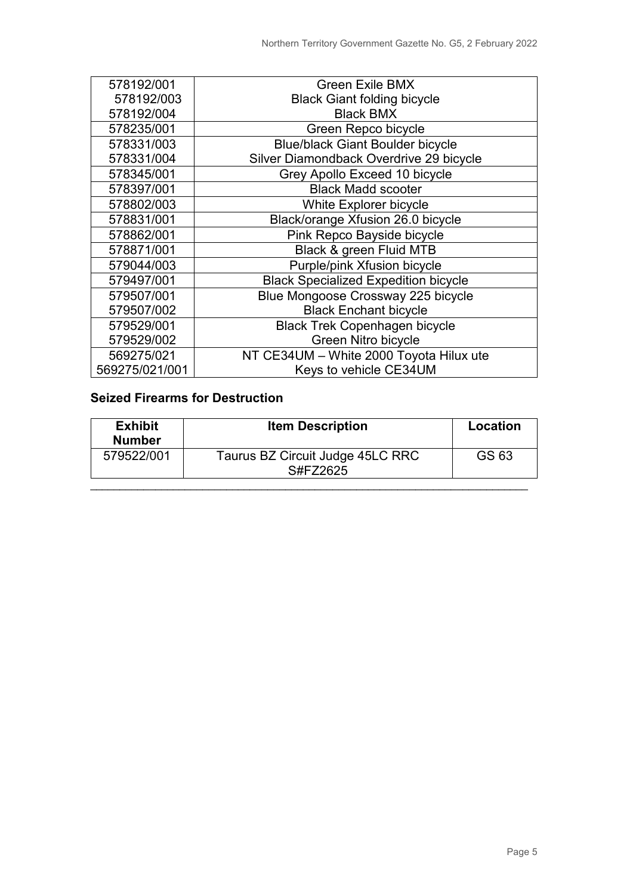| | |
|---|---|
| 578192/001 | Green Exile BMX |
| 578192/003 | Black Giant folding bicycle |
| 578192/004 | Black BMX |
| 578235/001 | Green Repco bicycle |
| 578331/003 | Blue/black Giant Boulder bicycle |
| 578331/004 | Silver Diamondback Overdrive 29 bicycle |
| 578345/001 | Grey Apollo Exceed 10 bicycle |
| 578397/001 | Black Madd scooter |
| 578802/003 | White Explorer bicycle |
| 578831/001 | Black/orange Xfusion 26.0 bicycle |
| 578862/001 | Pink Repco Bayside bicycle |
| 578871/001 | Black & green Fluid MTB |
| 579044/003 | Purple/pink Xfusion bicycle |
| 579497/001 | Black Specialized Expedition bicycle |
| 579507/001 | Blue Mongoose Crossway 225 bicycle |
| 579507/002 | Black Enchant bicycle |
| 579529/001 | Black Trek Copenhagen bicycle |
| 579529/002 | Green Nitro bicycle |
| 569275/021 | NT CE34UM – White 2000 Toyota Hilux ute |
| 569275/021/001 | Keys to vehicle CE34UM |

**Seized Firearms for Destruction**

| Exhibit Number | Item Description | Location |
|---|---|---|
| 579522/001 | Taurus BZ Circuit Judge 45LC RRC S#FZ2625 | GS 63 |

---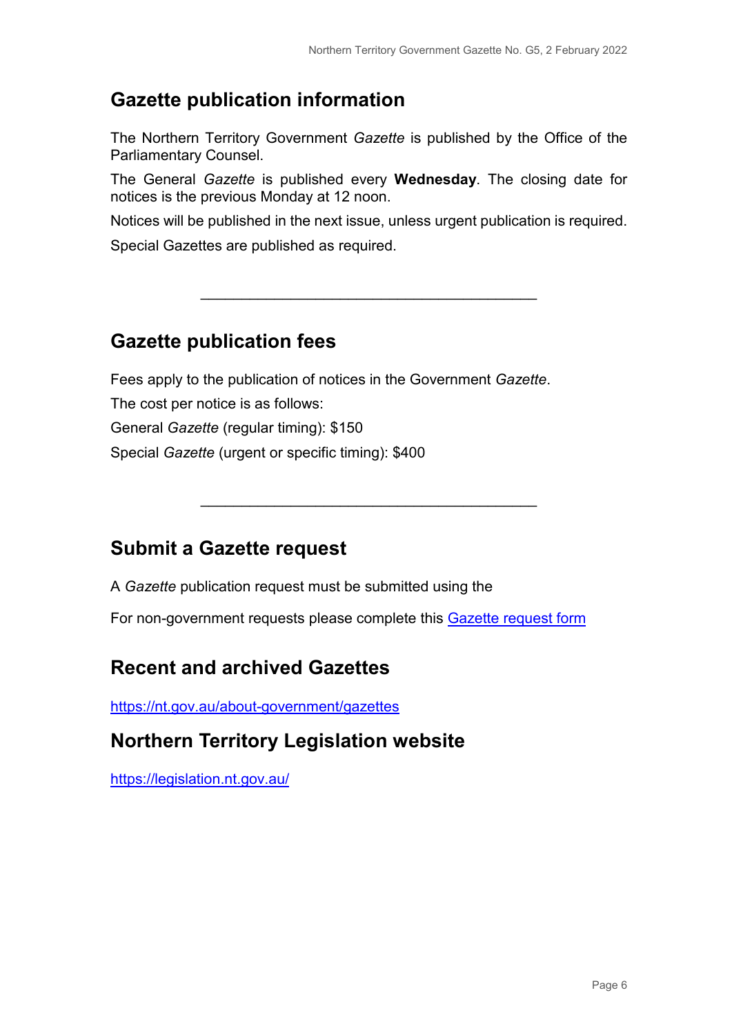## Gazette publication information

The Northern Territory Government *Gazette* is published by the Office of the Parliamentary Counsel.

The General *Gazette* is published every **Wednesday**. The closing date for notices is the previous Monday at 12 noon.

Notices will be published in the next issue, unless urgent publication is required.

Special Gazettes are published as required.

---

## Gazette publication fees

Fees apply to the publication of notices in the Government *Gazette*.

The cost per notice is as follows:

General *Gazette* (regular timing): $150

Special *Gazette* (urgent or specific timing): $400

---

## Submit a Gazette request

A *Gazette* publication request must be submitted using the

For non-government requests please complete this Gazette request form

## Recent and archived Gazettes

https://nt.gov.au/about-government/gazettes

## Northern Territory Legislation website

https://legislation.nt.gov.au/